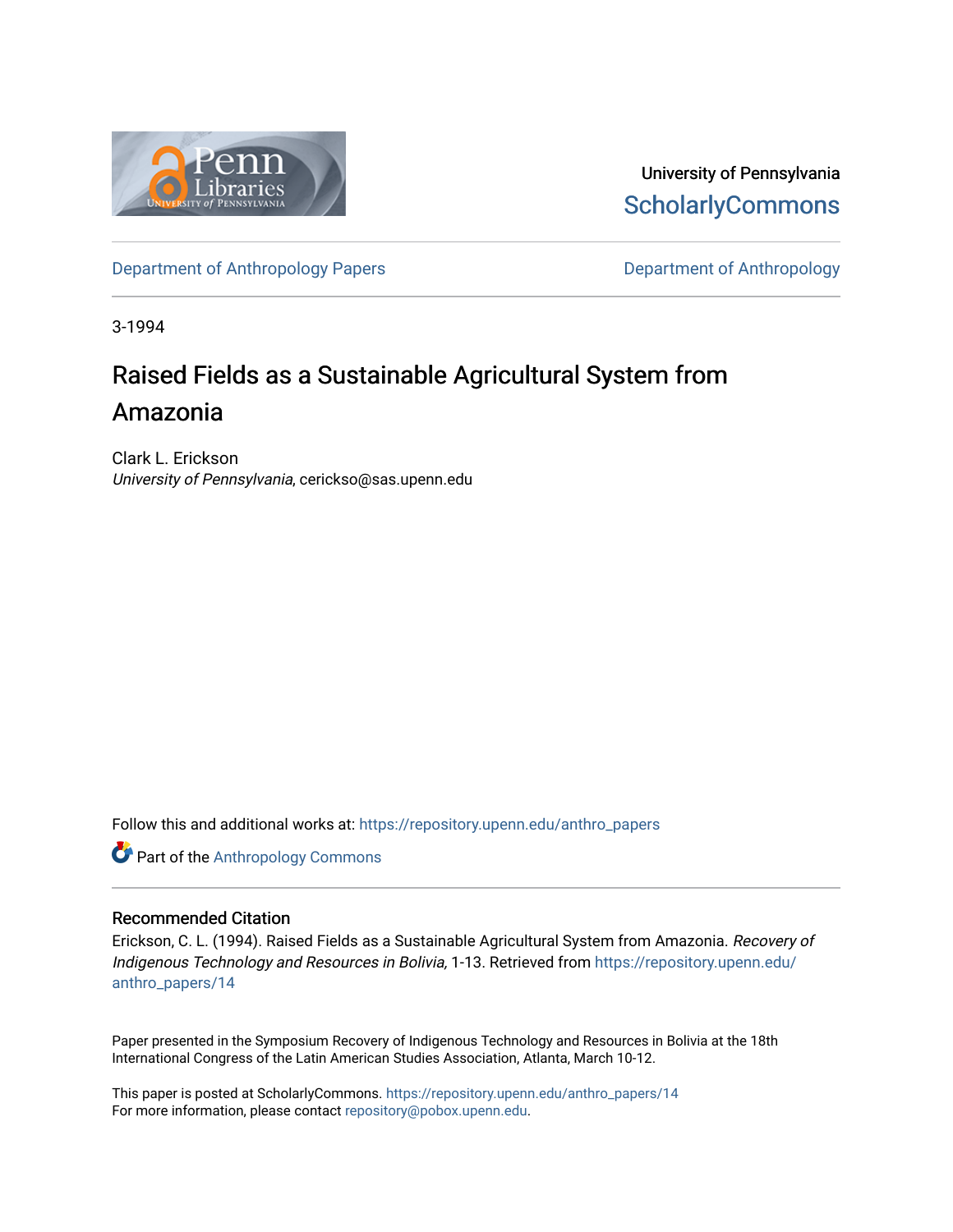University of Pennsylvania
ScholarlyCommons

Department of Anthropology Papers | Department of Anthropology

3-1994

# Raised Fields as a Sustainable Agricultural System from Amazonia

Clark L. Erickson
*University of Pennsylvania*, cerickso@sas.upenn.edu

Follow this and additional works at: https://repository.upenn.edu/anthro_papers

Part of the Anthropology Commons

## Recommended Citation

Erickson, C. L. (1994). Raised Fields as a Sustainable Agricultural System from Amazonia. *Recovery of Indigenous Technology and Resources in Bolivia,* 1-13. Retrieved from https://repository.upenn.edu/anthro_papers/14

Paper presented in the Symposium Recovery of Indigenous Technology and Resources in Bolivia at the 18th International Congress of the Latin American Studies Association, Atlanta, March 10-12.

This paper is posted at ScholarlyCommons. https://repository.upenn.edu/anthro_papers/14
For more information, please contact repository@pobox.upenn.edu.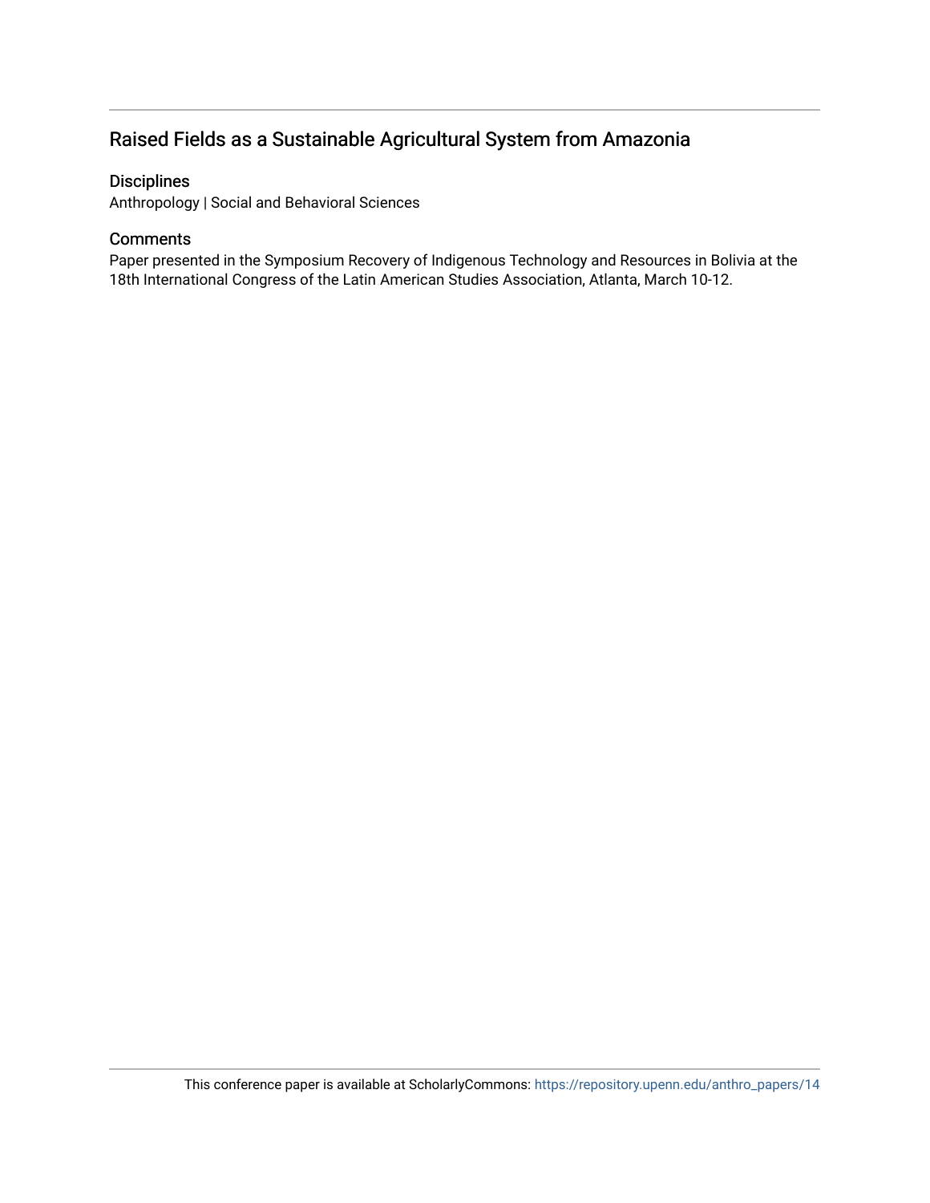## Raised Fields as a Sustainable Agricultural System from Amazonia

### Disciplines

Anthropology | Social and Behavioral Sciences

### Comments

Paper presented in the Symposium Recovery of Indigenous Technology and Resources in Bolivia at the 18th International Congress of the Latin American Studies Association, Atlanta, March 10-12.

This conference paper is available at ScholarlyCommons: https://repository.upenn.edu/anthro_papers/14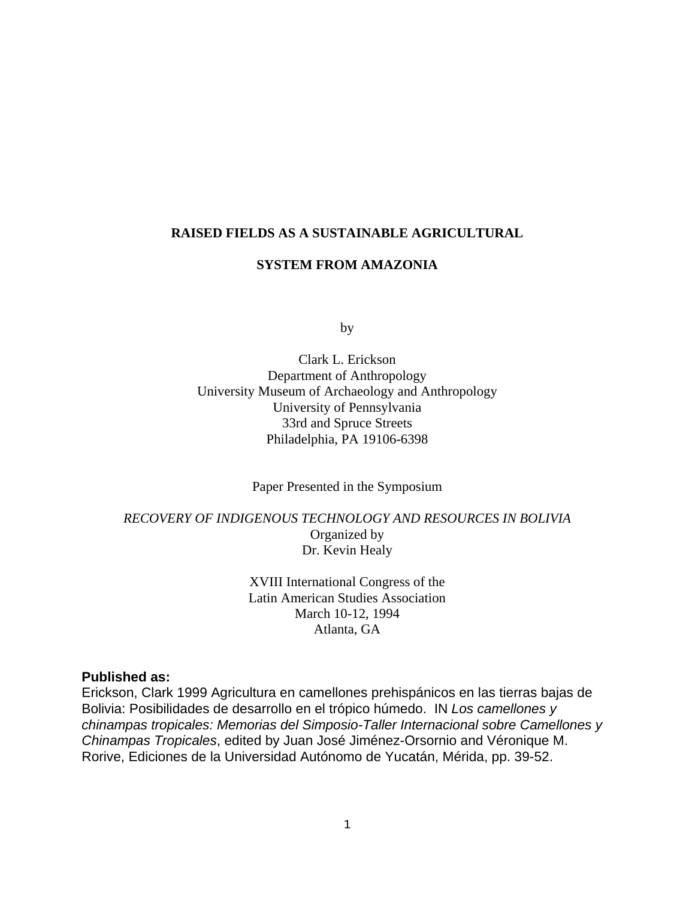# RAISED FIELDS AS A SUSTAINABLE AGRICULTURAL SYSTEM FROM AMAZONIA

by

Clark L. Erickson
Department of Anthropology
University Museum of Archaeology and Anthropology
University of Pennsylvania
33rd and Spruce Streets
Philadelphia, PA 19106-6398

Paper Presented in the Symposium

*RECOVERY OF INDIGENOUS TECHNOLOGY AND RESOURCES IN BOLIVIA*
Organized by
Dr. Kevin Healy

XVIII International Congress of the
Latin American Studies Association
March 10-12, 1994
Atlanta, GA

**Published as:**
Erickson, Clark 1999 Agricultura en camellones prehispánicos en las tierras bajas de Bolivia: Posibilidades de desarrollo en el trópico húmedo. IN *Los camellones y chinampas tropicales: Memorias del Simposio-Taller Internacional sobre Camellones y Chinampas Tropicales*, edited by Juan José Jiménez-Orsornio and Véronique M. Rorive, Ediciones de la Universidad Autónomo de Yucatán, Mérida, pp. 39-52.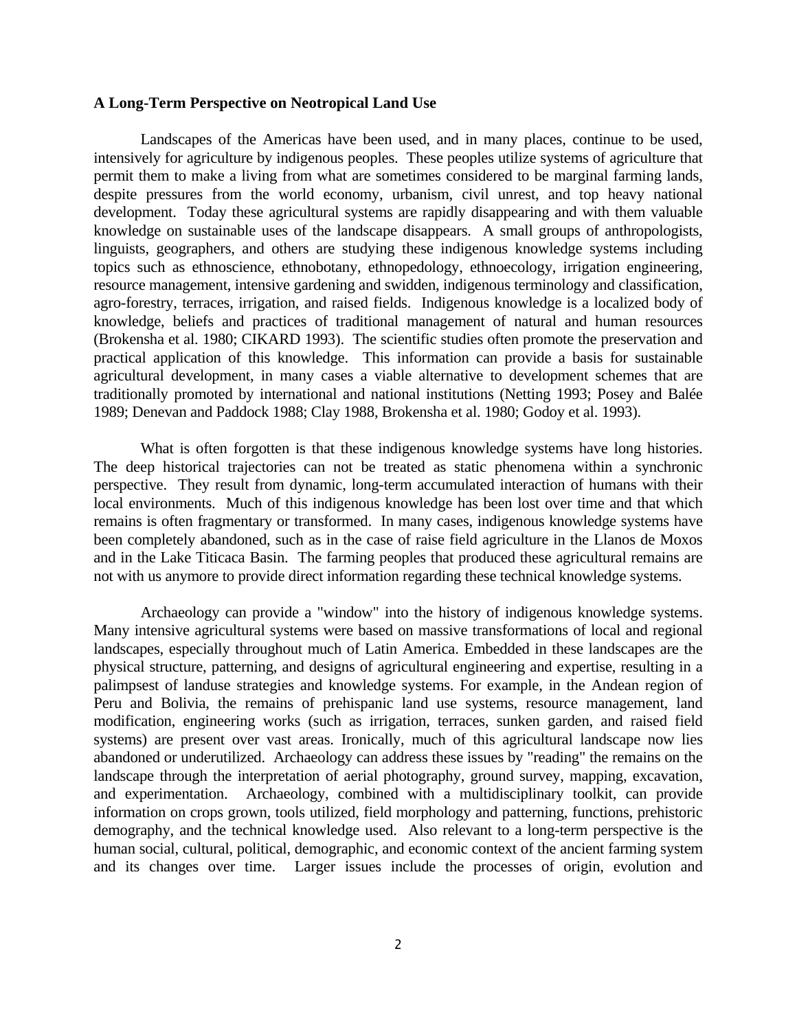**A Long-Term Perspective on Neotropical Land Use**

Landscapes of the Americas have been used, and in many places, continue to be used, intensively for agriculture by indigenous peoples. These peoples utilize systems of agriculture that permit them to make a living from what are sometimes considered to be marginal farming lands, despite pressures from the world economy, urbanism, civil unrest, and top heavy national development. Today these agricultural systems are rapidly disappearing and with them valuable knowledge on sustainable uses of the landscape disappears. A small groups of anthropologists, linguists, geographers, and others are studying these indigenous knowledge systems including topics such as ethnoscience, ethnobotany, ethnopedology, ethnoecology, irrigation engineering, resource management, intensive gardening and swidden, indigenous terminology and classification, agro-forestry, terraces, irrigation, and raised fields. Indigenous knowledge is a localized body of knowledge, beliefs and practices of traditional management of natural and human resources (Brokensha et al. 1980; CIKARD 1993). The scientific studies often promote the preservation and practical application of this knowledge. This information can provide a basis for sustainable agricultural development, in many cases a viable alternative to development schemes that are traditionally promoted by international and national institutions (Netting 1993; Posey and Balée 1989; Denevan and Paddock 1988; Clay 1988, Brokensha et al. 1980; Godoy et al. 1993).

What is often forgotten is that these indigenous knowledge systems have long histories. The deep historical trajectories can not be treated as static phenomena within a synchronic perspective. They result from dynamic, long-term accumulated interaction of humans with their local environments. Much of this indigenous knowledge has been lost over time and that which remains is often fragmentary or transformed. In many cases, indigenous knowledge systems have been completely abandoned, such as in the case of raise field agriculture in the Llanos de Moxos and in the Lake Titicaca Basin. The farming peoples that produced these agricultural remains are not with us anymore to provide direct information regarding these technical knowledge systems.

Archaeology can provide a "window" into the history of indigenous knowledge systems. Many intensive agricultural systems were based on massive transformations of local and regional landscapes, especially throughout much of Latin America. Embedded in these landscapes are the physical structure, patterning, and designs of agricultural engineering and expertise, resulting in a palimpsest of landuse strategies and knowledge systems. For example, in the Andean region of Peru and Bolivia, the remains of prehispanic land use systems, resource management, land modification, engineering works (such as irrigation, terraces, sunken garden, and raised field systems) are present over vast areas. Ironically, much of this agricultural landscape now lies abandoned or underutilized. Archaeology can address these issues by "reading" the remains on the landscape through the interpretation of aerial photography, ground survey, mapping, excavation, and experimentation. Archaeology, combined with a multidisciplinary toolkit, can provide information on crops grown, tools utilized, field morphology and patterning, functions, prehistoric demography, and the technical knowledge used. Also relevant to a long-term perspective is the human social, cultural, political, demographic, and economic context of the ancient farming system and its changes over time. Larger issues include the processes of origin, evolution and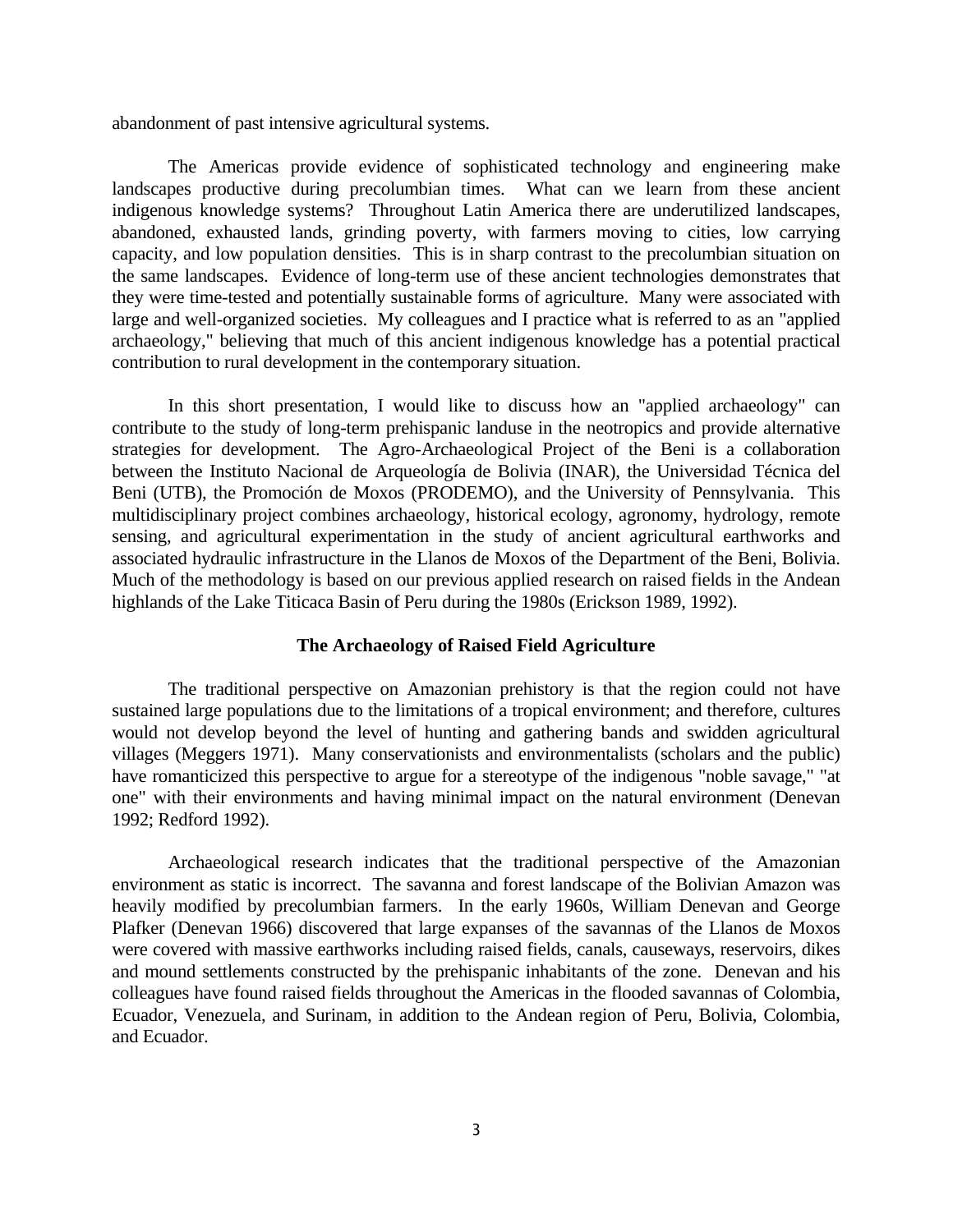abandonment of past intensive agricultural systems.

The Americas provide evidence of sophisticated technology and engineering make landscapes productive during precolumbian times. What can we learn from these ancient indigenous knowledge systems? Throughout Latin America there are underutilized landscapes, abandoned, exhausted lands, grinding poverty, with farmers moving to cities, low carrying capacity, and low population densities. This is in sharp contrast to the precolumbian situation on the same landscapes. Evidence of long-term use of these ancient technologies demonstrates that they were time-tested and potentially sustainable forms of agriculture. Many were associated with large and well-organized societies. My colleagues and I practice what is referred to as an "applied archaeology," believing that much of this ancient indigenous knowledge has a potential practical contribution to rural development in the contemporary situation.

In this short presentation, I would like to discuss how an "applied archaeology" can contribute to the study of long-term prehispanic landuse in the neotropics and provide alternative strategies for development. The Agro-Archaeological Project of the Beni is a collaboration between the Instituto Nacional de Arqueología de Bolivia (INAR), the Universidad Técnica del Beni (UTB), the Promoción de Moxos (PRODEMO), and the University of Pennsylvania. This multidisciplinary project combines archaeology, historical ecology, agronomy, hydrology, remote sensing, and agricultural experimentation in the study of ancient agricultural earthworks and associated hydraulic infrastructure in the Llanos de Moxos of the Department of the Beni, Bolivia. Much of the methodology is based on our previous applied research on raised fields in the Andean highlands of the Lake Titicaca Basin of Peru during the 1980s (Erickson 1989, 1992).

## The Archaeology of Raised Field Agriculture

The traditional perspective on Amazonian prehistory is that the region could not have sustained large populations due to the limitations of a tropical environment; and therefore, cultures would not develop beyond the level of hunting and gathering bands and swidden agricultural villages (Meggers 1971). Many conservationists and environmentalists (scholars and the public) have romanticized this perspective to argue for a stereotype of the indigenous "noble savage," "at one" with their environments and having minimal impact on the natural environment (Denevan 1992; Redford 1992).

Archaeological research indicates that the traditional perspective of the Amazonian environment as static is incorrect. The savanna and forest landscape of the Bolivian Amazon was heavily modified by precolumbian farmers. In the early 1960s, William Denevan and George Plafker (Denevan 1966) discovered that large expanses of the savannas of the Llanos de Moxos were covered with massive earthworks including raised fields, canals, causeways, reservoirs, dikes and mound settlements constructed by the prehispanic inhabitants of the zone. Denevan and his colleagues have found raised fields throughout the Americas in the flooded savannas of Colombia, Ecuador, Venezuela, and Surinam, in addition to the Andean region of Peru, Bolivia, Colombia, and Ecuador.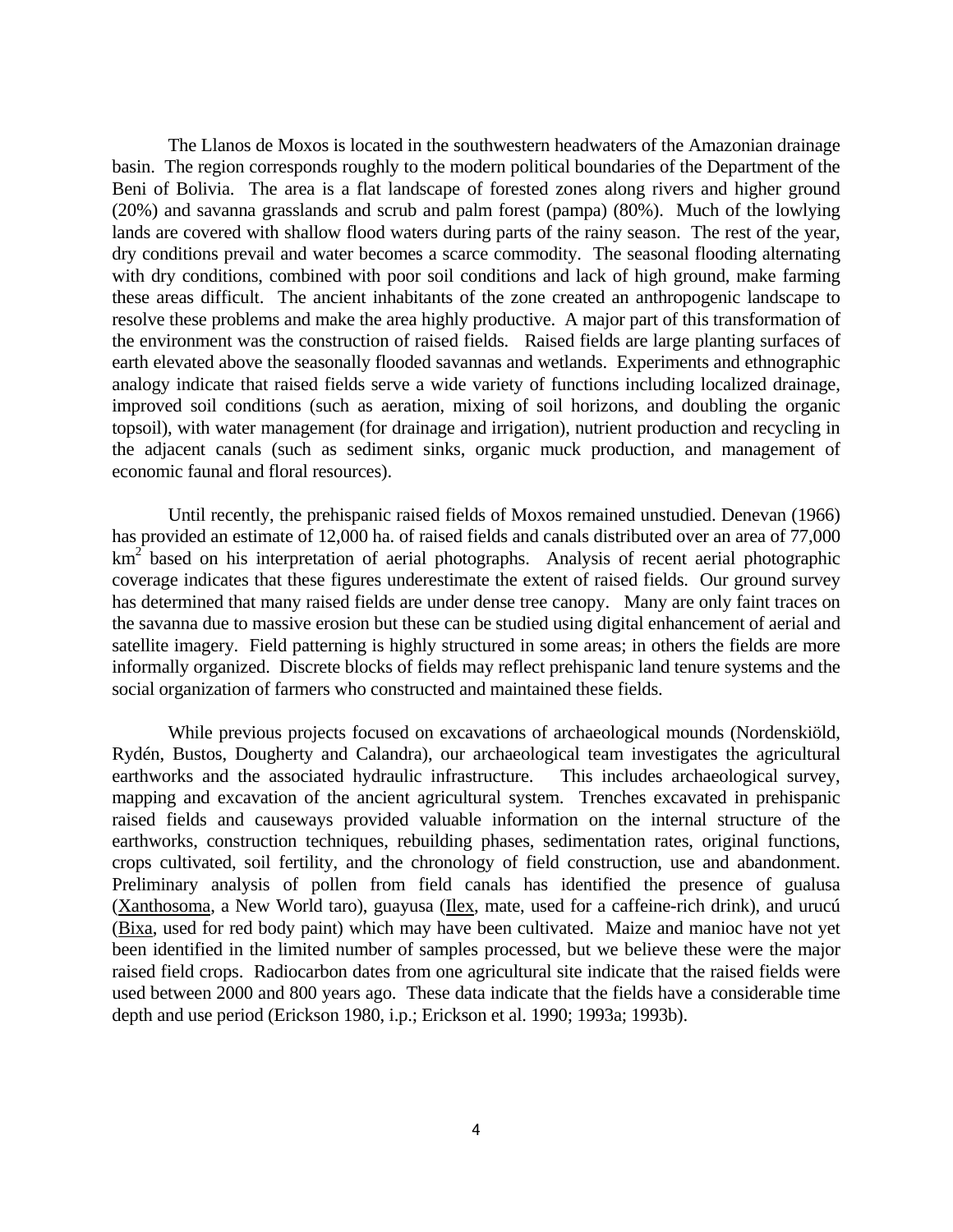The Llanos de Moxos is located in the southwestern headwaters of the Amazonian drainage basin. The region corresponds roughly to the modern political boundaries of the Department of the Beni of Bolivia. The area is a flat landscape of forested zones along rivers and higher ground (20%) and savanna grasslands and scrub and palm forest (pampa) (80%). Much of the lowlying lands are covered with shallow flood waters during parts of the rainy season. The rest of the year, dry conditions prevail and water becomes a scarce commodity. The seasonal flooding alternating with dry conditions, combined with poor soil conditions and lack of high ground, make farming these areas difficult. The ancient inhabitants of the zone created an anthropogenic landscape to resolve these problems and make the area highly productive. A major part of this transformation of the environment was the construction of raised fields. Raised fields are large planting surfaces of earth elevated above the seasonally flooded savannas and wetlands. Experiments and ethnographic analogy indicate that raised fields serve a wide variety of functions including localized drainage, improved soil conditions (such as aeration, mixing of soil horizons, and doubling the organic topsoil), with water management (for drainage and irrigation), nutrient production and recycling in the adjacent canals (such as sediment sinks, organic muck production, and management of economic faunal and floral resources).

Until recently, the prehispanic raised fields of Moxos remained unstudied. Denevan (1966) has provided an estimate of 12,000 ha. of raised fields and canals distributed over an area of 77,000 $km^2$ based on his interpretation of aerial photographs. Analysis of recent aerial photographic coverage indicates that these figures underestimate the extent of raised fields. Our ground survey has determined that many raised fields are under dense tree canopy. Many are only faint traces on the savanna due to massive erosion but these can be studied using digital enhancement of aerial and satellite imagery. Field patterning is highly structured in some areas; in others the fields are more informally organized. Discrete blocks of fields may reflect prehispanic land tenure systems and the social organization of farmers who constructed and maintained these fields.

While previous projects focused on excavations of archaeological mounds (Nordenskiöld, Rydén, Bustos, Dougherty and Calandra), our archaeological team investigates the agricultural earthworks and the associated hydraulic infrastructure. This includes archaeological survey, mapping and excavation of the ancient agricultural system. Trenches excavated in prehispanic raised fields and causeways provided valuable information on the internal structure of the earthworks, construction techniques, rebuilding phases, sedimentation rates, original functions, crops cultivated, soil fertility, and the chronology of field construction, use and abandonment. Preliminary analysis of pollen from field canals has identified the presence of gualusa (Xanthosoma, a New World taro), guayusa (Ilex, mate, used for a caffeine-rich drink), and urucú (Bixa, used for red body paint) which may have been cultivated. Maize and manioc have not yet been identified in the limited number of samples processed, but we believe these were the major raised field crops. Radiocarbon dates from one agricultural site indicate that the raised fields were used between 2000 and 800 years ago. These data indicate that the fields have a considerable time depth and use period (Erickson 1980, i.p.; Erickson et al. 1990; 1993a; 1993b).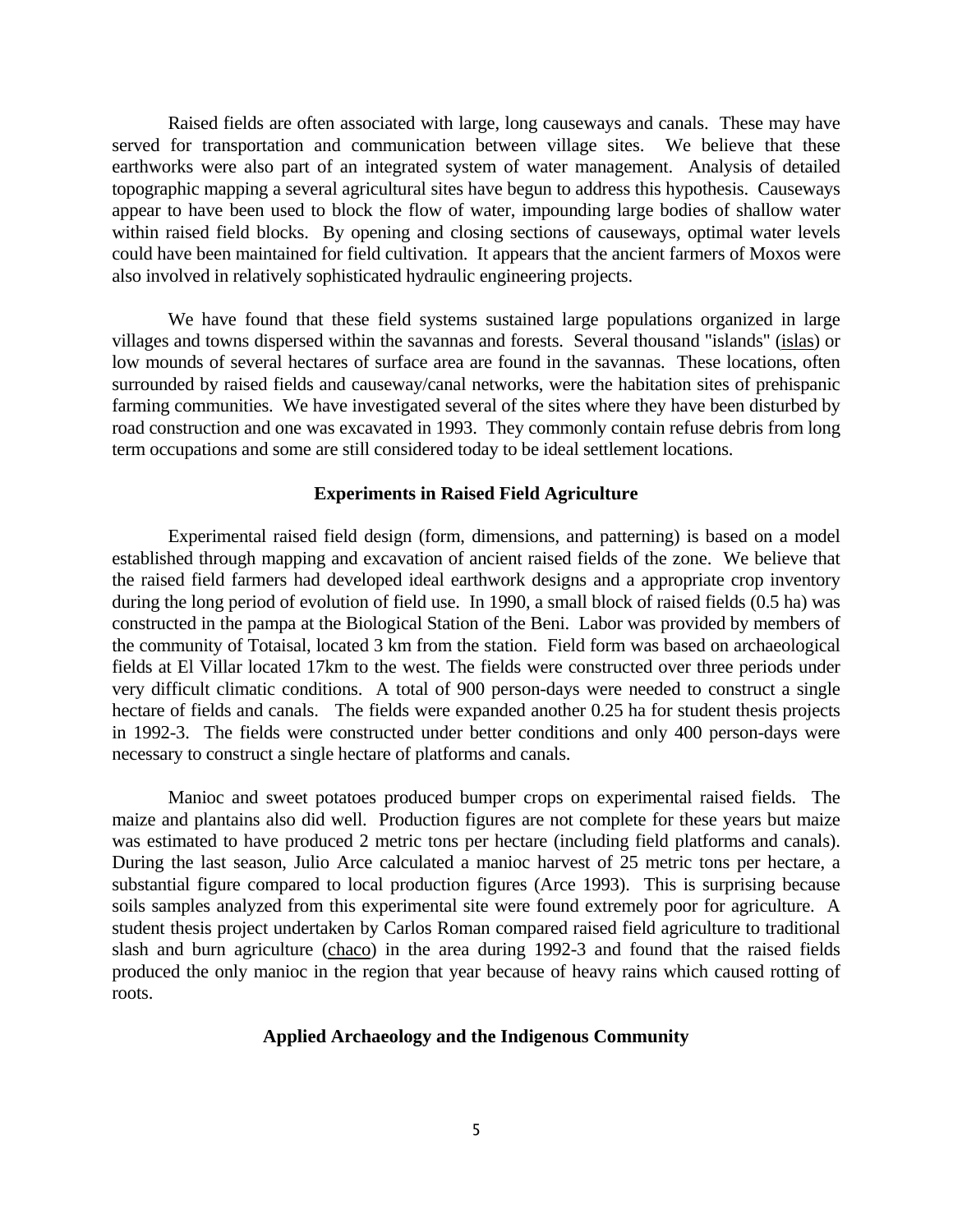Raised fields are often associated with large, long causeways and canals. These may have served for transportation and communication between village sites. We believe that these earthworks were also part of an integrated system of water management. Analysis of detailed topographic mapping a several agricultural sites have begun to address this hypothesis. Causeways appear to have been used to block the flow of water, impounding large bodies of shallow water within raised field blocks. By opening and closing sections of causeways, optimal water levels could have been maintained for field cultivation. It appears that the ancient farmers of Moxos were also involved in relatively sophisticated hydraulic engineering projects.

We have found that these field systems sustained large populations organized in large villages and towns dispersed within the savannas and forests. Several thousand "islands" (islas) or low mounds of several hectares of surface area are found in the savannas. These locations, often surrounded by raised fields and causeway/canal networks, were the habitation sites of prehispanic farming communities. We have investigated several of the sites where they have been disturbed by road construction and one was excavated in 1993. They commonly contain refuse debris from long term occupations and some are still considered today to be ideal settlement locations.

## Experiments in Raised Field Agriculture

Experimental raised field design (form, dimensions, and patterning) is based on a model established through mapping and excavation of ancient raised fields of the zone. We believe that the raised field farmers had developed ideal earthwork designs and a appropriate crop inventory during the long period of evolution of field use. In 1990, a small block of raised fields (0.5 ha) was constructed in the pampa at the Biological Station of the Beni. Labor was provided by members of the community of Totaisal, located 3 km from the station. Field form was based on archaeological fields at El Villar located 17km to the west. The fields were constructed over three periods under very difficult climatic conditions. A total of 900 person-days were needed to construct a single hectare of fields and canals. The fields were expanded another 0.25 ha for student thesis projects in 1992-3. The fields were constructed under better conditions and only 400 person-days were necessary to construct a single hectare of platforms and canals.

Manioc and sweet potatoes produced bumper crops on experimental raised fields. The maize and plantains also did well. Production figures are not complete for these years but maize was estimated to have produced 2 metric tons per hectare (including field platforms and canals). During the last season, Julio Arce calculated a manioc harvest of 25 metric tons per hectare, a substantial figure compared to local production figures (Arce 1993). This is surprising because soils samples analyzed from this experimental site were found extremely poor for agriculture. A student thesis project undertaken by Carlos Roman compared raised field agriculture to traditional slash and burn agriculture (chaco) in the area during 1992-3 and found that the raised fields produced the only manioc in the region that year because of heavy rains which caused rotting of roots.

## Applied Archaeology and the Indigenous Community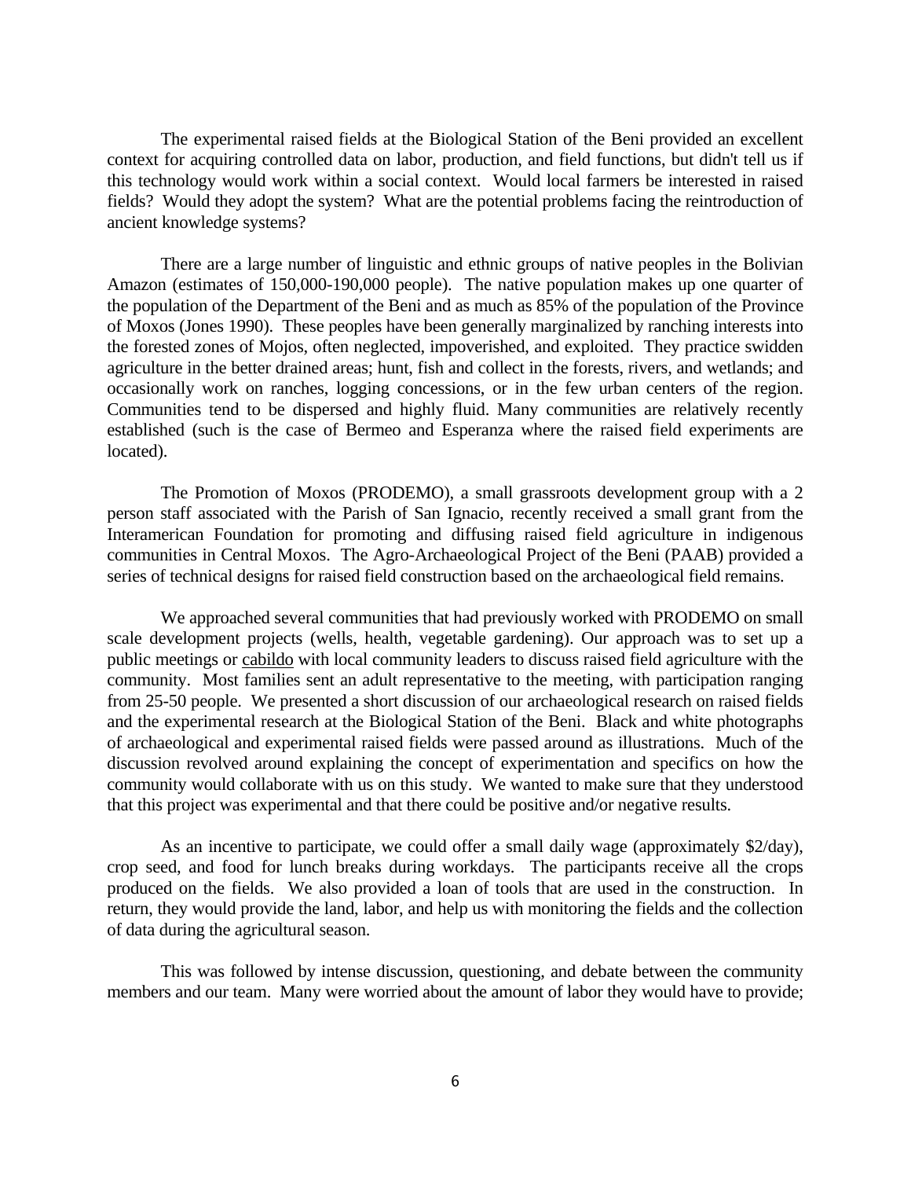The experimental raised fields at the Biological Station of the Beni provided an excellent context for acquiring controlled data on labor, production, and field functions, but didn't tell us if this technology would work within a social context. Would local farmers be interested in raised fields? Would they adopt the system? What are the potential problems facing the reintroduction of ancient knowledge systems?

There are a large number of linguistic and ethnic groups of native peoples in the Bolivian Amazon (estimates of 150,000-190,000 people). The native population makes up one quarter of the population of the Department of the Beni and as much as 85% of the population of the Province of Moxos (Jones 1990). These peoples have been generally marginalized by ranching interests into the forested zones of Mojos, often neglected, impoverished, and exploited. They practice swidden agriculture in the better drained areas; hunt, fish and collect in the forests, rivers, and wetlands; and occasionally work on ranches, logging concessions, or in the few urban centers of the region. Communities tend to be dispersed and highly fluid. Many communities are relatively recently established (such is the case of Bermeo and Esperanza where the raised field experiments are located).

The Promotion of Moxos (PRODEMO), a small grassroots development group with a 2 person staff associated with the Parish of San Ignacio, recently received a small grant from the Interamerican Foundation for promoting and diffusing raised field agriculture in indigenous communities in Central Moxos. The Agro-Archaeological Project of the Beni (PAAB) provided a series of technical designs for raised field construction based on the archaeological field remains.

We approached several communities that had previously worked with PRODEMO on small scale development projects (wells, health, vegetable gardening). Our approach was to set up a public meetings or cabildo with local community leaders to discuss raised field agriculture with the community. Most families sent an adult representative to the meeting, with participation ranging from 25-50 people. We presented a short discussion of our archaeological research on raised fields and the experimental research at the Biological Station of the Beni. Black and white photographs of archaeological and experimental raised fields were passed around as illustrations. Much of the discussion revolved around explaining the concept of experimentation and specifics on how the community would collaborate with us on this study. We wanted to make sure that they understood that this project was experimental and that there could be positive and/or negative results.

As an incentive to participate, we could offer a small daily wage (approximately $2/day), crop seed, and food for lunch breaks during workdays. The participants receive all the crops produced on the fields. We also provided a loan of tools that are used in the construction. In return, they would provide the land, labor, and help us with monitoring the fields and the collection of data during the agricultural season.

This was followed by intense discussion, questioning, and debate between the community members and our team. Many were worried about the amount of labor they would have to provide;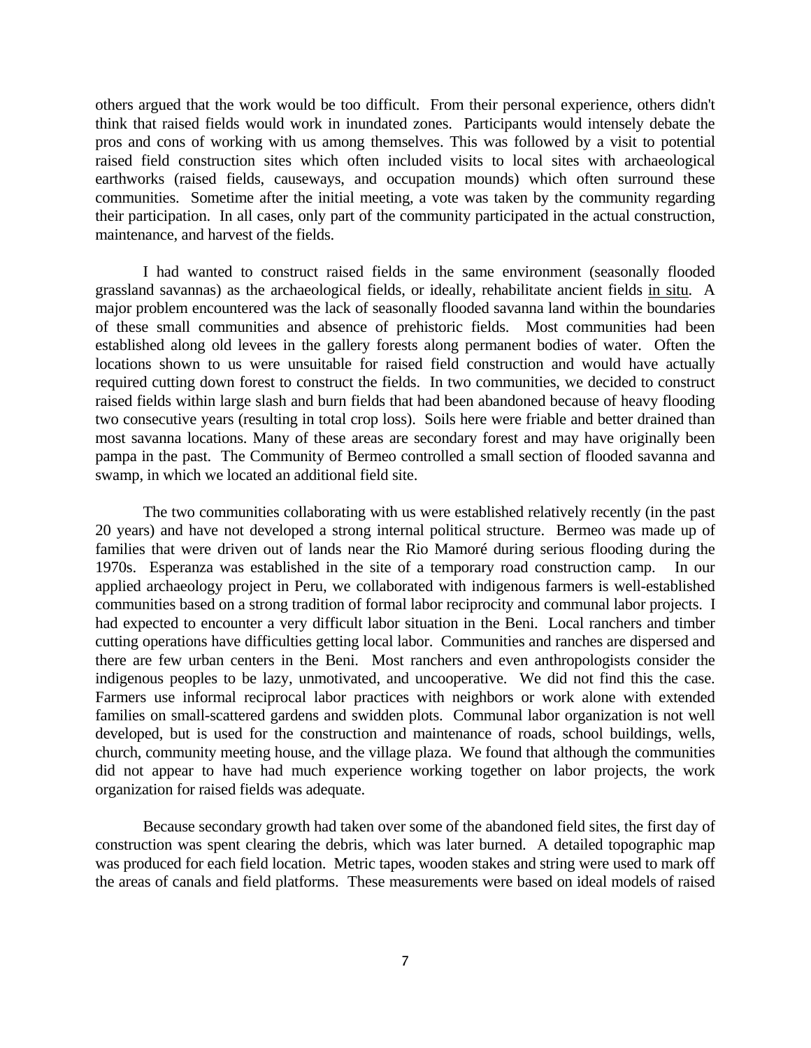others argued that the work would be too difficult. From their personal experience, others didn't think that raised fields would work in inundated zones. Participants would intensely debate the pros and cons of working with us among themselves. This was followed by a visit to potential raised field construction sites which often included visits to local sites with archaeological earthworks (raised fields, causeways, and occupation mounds) which often surround these communities. Sometime after the initial meeting, a vote was taken by the community regarding their participation. In all cases, only part of the community participated in the actual construction, maintenance, and harvest of the fields.

I had wanted to construct raised fields in the same environment (seasonally flooded grassland savannas) as the archaeological fields, or ideally, rehabilitate ancient fields in situ. A major problem encountered was the lack of seasonally flooded savanna land within the boundaries of these small communities and absence of prehistoric fields. Most communities had been established along old levees in the gallery forests along permanent bodies of water. Often the locations shown to us were unsuitable for raised field construction and would have actually required cutting down forest to construct the fields. In two communities, we decided to construct raised fields within large slash and burn fields that had been abandoned because of heavy flooding two consecutive years (resulting in total crop loss). Soils here were friable and better drained than most savanna locations. Many of these areas are secondary forest and may have originally been pampa in the past. The Community of Bermeo controlled a small section of flooded savanna and swamp, in which we located an additional field site.

The two communities collaborating with us were established relatively recently (in the past 20 years) and have not developed a strong internal political structure. Bermeo was made up of families that were driven out of lands near the Rio Mamoré during serious flooding during the 1970s. Esperanza was established in the site of a temporary road construction camp. In our applied archaeology project in Peru, we collaborated with indigenous farmers is well-established communities based on a strong tradition of formal labor reciprocity and communal labor projects. I had expected to encounter a very difficult labor situation in the Beni. Local ranchers and timber cutting operations have difficulties getting local labor. Communities and ranches are dispersed and there are few urban centers in the Beni. Most ranchers and even anthropologists consider the indigenous peoples to be lazy, unmotivated, and uncooperative. We did not find this the case. Farmers use informal reciprocal labor practices with neighbors or work alone with extended families on small-scattered gardens and swidden plots. Communal labor organization is not well developed, but is used for the construction and maintenance of roads, school buildings, wells, church, community meeting house, and the village plaza. We found that although the communities did not appear to have had much experience working together on labor projects, the work organization for raised fields was adequate.

Because secondary growth had taken over some of the abandoned field sites, the first day of construction was spent clearing the debris, which was later burned. A detailed topographic map was produced for each field location. Metric tapes, wooden stakes and string were used to mark off the areas of canals and field platforms. These measurements were based on ideal models of raised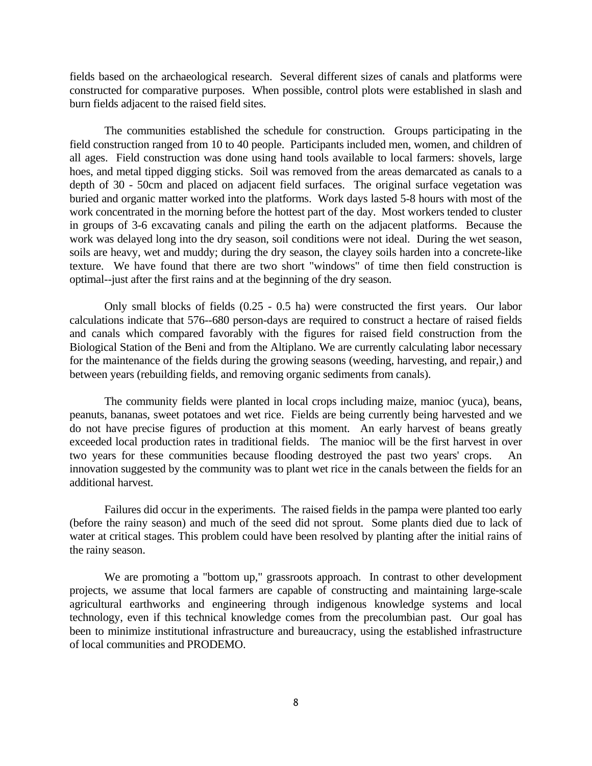fields based on the archaeological research. Several different sizes of canals and platforms were constructed for comparative purposes. When possible, control plots were established in slash and burn fields adjacent to the raised field sites.

The communities established the schedule for construction. Groups participating in the field construction ranged from 10 to 40 people. Participants included men, women, and children of all ages. Field construction was done using hand tools available to local farmers: shovels, large hoes, and metal tipped digging sticks. Soil was removed from the areas demarcated as canals to a depth of 30 - 50cm and placed on adjacent field surfaces. The original surface vegetation was buried and organic matter worked into the platforms. Work days lasted 5-8 hours with most of the work concentrated in the morning before the hottest part of the day. Most workers tended to cluster in groups of 3-6 excavating canals and piling the earth on the adjacent platforms. Because the work was delayed long into the dry season, soil conditions were not ideal. During the wet season, soils are heavy, wet and muddy; during the dry season, the clayey soils harden into a concrete-like texture. We have found that there are two short "windows" of time then field construction is optimal--just after the first rains and at the beginning of the dry season.

Only small blocks of fields (0.25 - 0.5 ha) were constructed the first years. Our labor calculations indicate that 576--680 person-days are required to construct a hectare of raised fields and canals which compared favorably with the figures for raised field construction from the Biological Station of the Beni and from the Altiplano. We are currently calculating labor necessary for the maintenance of the fields during the growing seasons (weeding, harvesting, and repair,) and between years (rebuilding fields, and removing organic sediments from canals).

The community fields were planted in local crops including maize, manioc (yuca), beans, peanuts, bananas, sweet potatoes and wet rice. Fields are being currently being harvested and we do not have precise figures of production at this moment. An early harvest of beans greatly exceeded local production rates in traditional fields. The manioc will be the first harvest in over two years for these communities because flooding destroyed the past two years' crops. An innovation suggested by the community was to plant wet rice in the canals between the fields for an additional harvest.

Failures did occur in the experiments. The raised fields in the pampa were planted too early (before the rainy season) and much of the seed did not sprout. Some plants died due to lack of water at critical stages. This problem could have been resolved by planting after the initial rains of the rainy season.

We are promoting a "bottom up," grassroots approach. In contrast to other development projects, we assume that local farmers are capable of constructing and maintaining large-scale agricultural earthworks and engineering through indigenous knowledge systems and local technology, even if this technical knowledge comes from the precolumbian past. Our goal has been to minimize institutional infrastructure and bureaucracy, using the established infrastructure of local communities and PRODEMO.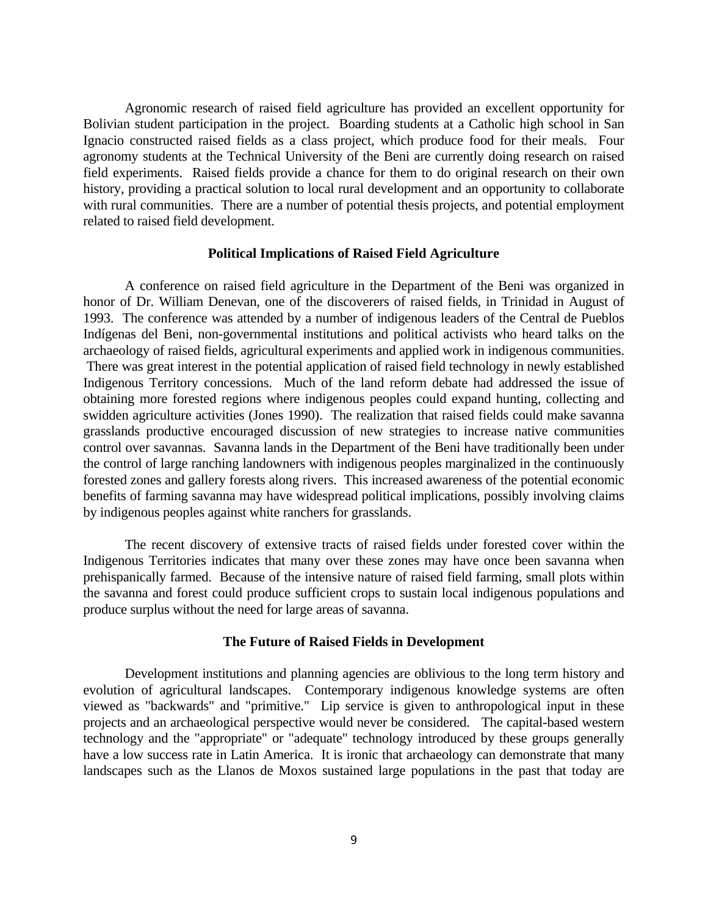Agronomic research of raised field agriculture has provided an excellent opportunity for Bolivian student participation in the project. Boarding students at a Catholic high school in San Ignacio constructed raised fields as a class project, which produce food for their meals. Four agronomy students at the Technical University of the Beni are currently doing research on raised field experiments. Raised fields provide a chance for them to do original research on their own history, providing a practical solution to local rural development and an opportunity to collaborate with rural communities. There are a number of potential thesis projects, and potential employment related to raised field development.

**Political Implications of Raised Field Agriculture**

A conference on raised field agriculture in the Department of the Beni was organized in honor of Dr. William Denevan, one of the discoverers of raised fields, in Trinidad in August of 1993. The conference was attended by a number of indigenous leaders of the Central de Pueblos Indígenas del Beni, non-governmental institutions and political activists who heard talks on the archaeology of raised fields, agricultural experiments and applied work in indigenous communities. There was great interest in the potential application of raised field technology in newly established Indigenous Territory concessions. Much of the land reform debate had addressed the issue of obtaining more forested regions where indigenous peoples could expand hunting, collecting and swidden agriculture activities (Jones 1990). The realization that raised fields could make savanna grasslands productive encouraged discussion of new strategies to increase native communities control over savannas. Savanna lands in the Department of the Beni have traditionally been under the control of large ranching landowners with indigenous peoples marginalized in the continuously forested zones and gallery forests along rivers. This increased awareness of the potential economic benefits of farming savanna may have widespread political implications, possibly involving claims by indigenous peoples against white ranchers for grasslands.

The recent discovery of extensive tracts of raised fields under forested cover within the Indigenous Territories indicates that many over these zones may have once been savanna when prehispanically farmed. Because of the intensive nature of raised field farming, small plots within the savanna and forest could produce sufficient crops to sustain local indigenous populations and produce surplus without the need for large areas of savanna.

**The Future of Raised Fields in Development**

Development institutions and planning agencies are oblivious to the long term history and evolution of agricultural landscapes. Contemporary indigenous knowledge systems are often viewed as "backwards" and "primitive." Lip service is given to anthropological input in these projects and an archaeological perspective would never be considered. The capital-based western technology and the "appropriate" or "adequate" technology introduced by these groups generally have a low success rate in Latin America. It is ironic that archaeology can demonstrate that many landscapes such as the Llanos de Moxos sustained large populations in the past that today are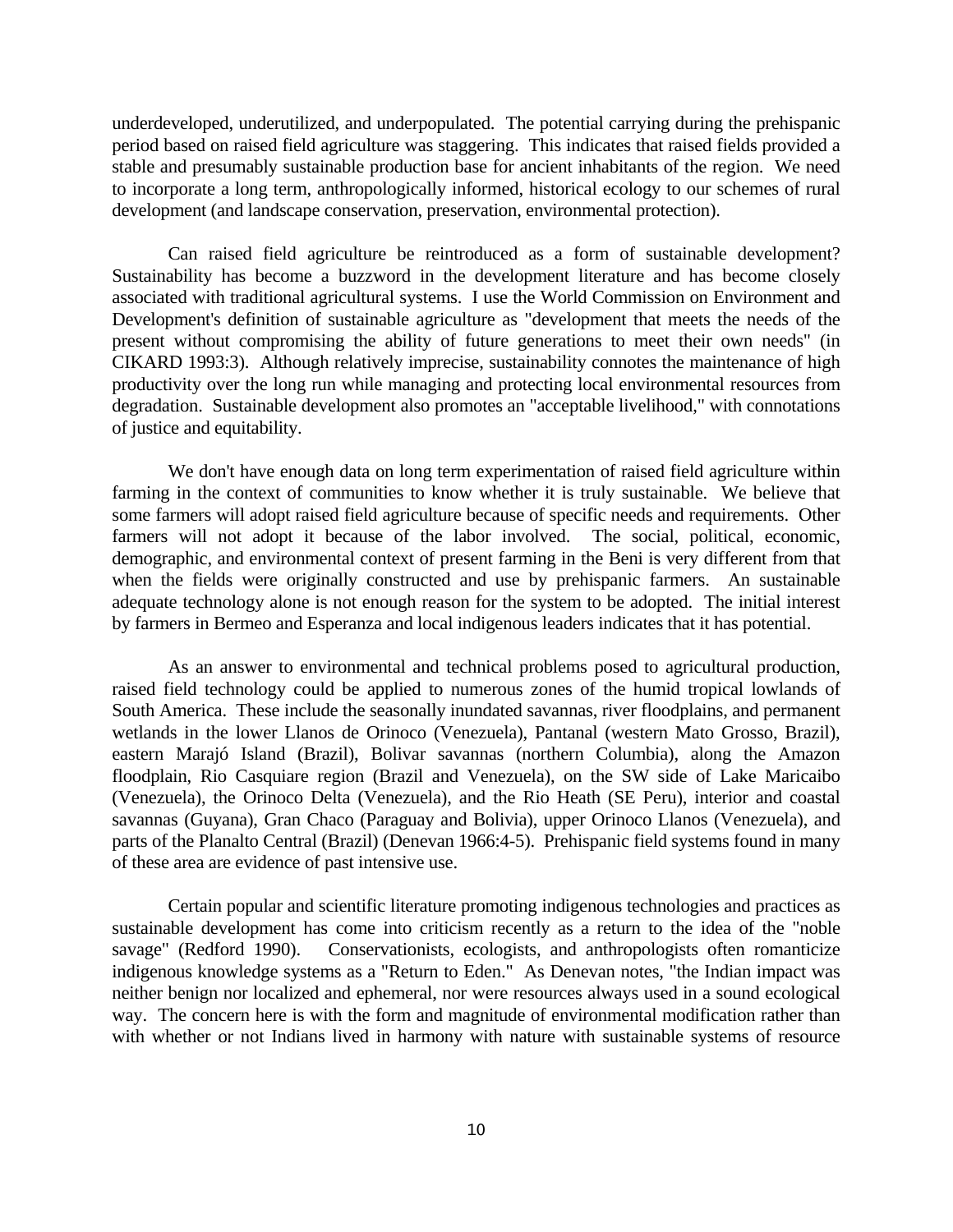underdeveloped, underutilized, and underpopulated. The potential carrying during the prehispanic period based on raised field agriculture was staggering. This indicates that raised fields provided a stable and presumably sustainable production base for ancient inhabitants of the region. We need to incorporate a long term, anthropologically informed, historical ecology to our schemes of rural development (and landscape conservation, preservation, environmental protection).

Can raised field agriculture be reintroduced as a form of sustainable development? Sustainability has become a buzzword in the development literature and has become closely associated with traditional agricultural systems. I use the World Commission on Environment and Development's definition of sustainable agriculture as "development that meets the needs of the present without compromising the ability of future generations to meet their own needs" (in CIKARD 1993:3). Although relatively imprecise, sustainability connotes the maintenance of high productivity over the long run while managing and protecting local environmental resources from degradation. Sustainable development also promotes an "acceptable livelihood," with connotations of justice and equitability.

We don't have enough data on long term experimentation of raised field agriculture within farming in the context of communities to know whether it is truly sustainable. We believe that some farmers will adopt raised field agriculture because of specific needs and requirements. Other farmers will not adopt it because of the labor involved. The social, political, economic, demographic, and environmental context of present farming in the Beni is very different from that when the fields were originally constructed and use by prehispanic farmers. An sustainable adequate technology alone is not enough reason for the system to be adopted. The initial interest by farmers in Bermeo and Esperanza and local indigenous leaders indicates that it has potential.

As an answer to environmental and technical problems posed to agricultural production, raised field technology could be applied to numerous zones of the humid tropical lowlands of South America. These include the seasonally inundated savannas, river floodplains, and permanent wetlands in the lower Llanos de Orinoco (Venezuela), Pantanal (western Mato Grosso, Brazil), eastern Marajó Island (Brazil), Bolivar savannas (northern Columbia), along the Amazon floodplain, Rio Casquiare region (Brazil and Venezuela), on the SW side of Lake Maricaibo (Venezuela), the Orinoco Delta (Venezuela), and the Rio Heath (SE Peru), interior and coastal savannas (Guyana), Gran Chaco (Paraguay and Bolivia), upper Orinoco Llanos (Venezuela), and parts of the Planalto Central (Brazil) (Denevan 1966:4-5). Prehispanic field systems found in many of these area are evidence of past intensive use.

Certain popular and scientific literature promoting indigenous technologies and practices as sustainable development has come into criticism recently as a return to the idea of the "noble savage" (Redford 1990). Conservationists, ecologists, and anthropologists often romanticize indigenous knowledge systems as a "Return to Eden." As Denevan notes, "the Indian impact was neither benign nor localized and ephemeral, nor were resources always used in a sound ecological way. The concern here is with the form and magnitude of environmental modification rather than with whether or not Indians lived in harmony with nature with sustainable systems of resource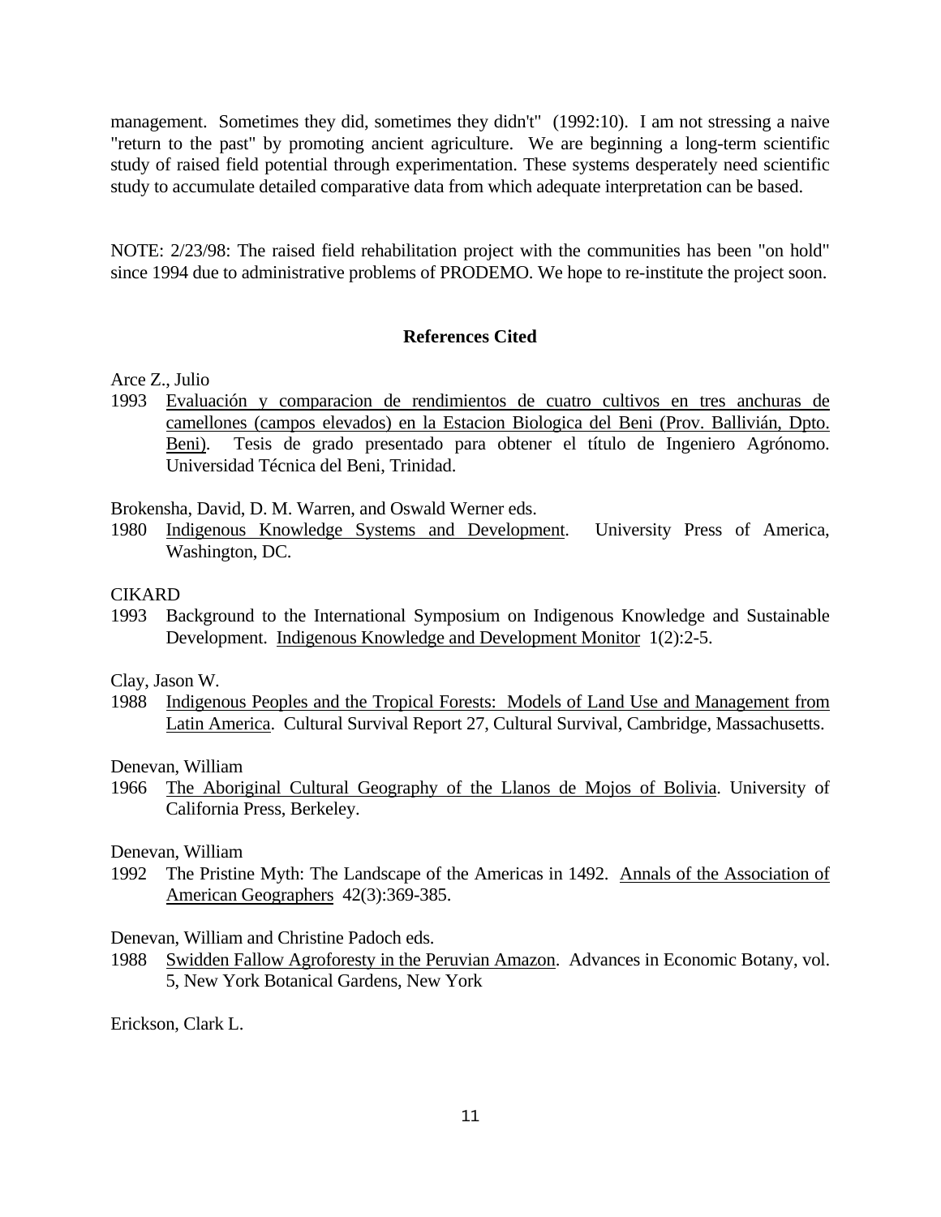management. Sometimes they did, sometimes they didn't" (1992:10). I am not stressing a naive "return to the past" by promoting ancient agriculture. We are beginning a long-term scientific study of raised field potential through experimentation. These systems desperately need scientific study to accumulate detailed comparative data from which adequate interpretation can be based.

NOTE: 2/23/98: The raised field rehabilitation project with the communities has been "on hold" since 1994 due to administrative problems of PRODEMO. We hope to re-institute the project soon.

## References Cited

Arce Z., Julio

1993 Evaluación y comparacion de rendimientos de cuatro cultivos en tres anchuras de camellones (campos elevados) en la Estacion Biologica del Beni (Prov. Ballivián, Dpto. Beni). Tesis de grado presentado para obtener el título de Ingeniero Agrónomo. Universidad Técnica del Beni, Trinidad.

Brokensha, David, D. M. Warren, and Oswald Werner eds.

1980 Indigenous Knowledge Systems and Development. University Press of America, Washington, DC.

CIKARD

1993 Background to the International Symposium on Indigenous Knowledge and Sustainable Development. Indigenous Knowledge and Development Monitor 1(2):2-5.

Clay, Jason W.

1988 Indigenous Peoples and the Tropical Forests: Models of Land Use and Management from Latin America. Cultural Survival Report 27, Cultural Survival, Cambridge, Massachusetts.

Denevan, William

1966 The Aboriginal Cultural Geography of the Llanos de Mojos of Bolivia. University of California Press, Berkeley.

Denevan, William

1992 The Pristine Myth: The Landscape of the Americas in 1492. Annals of the Association of American Geographers 42(3):369-385.

Denevan, William and Christine Padoch eds.

1988 Swidden Fallow Agroforesty in the Peruvian Amazon. Advances in Economic Botany, vol. 5, New York Botanical Gardens, New York

Erickson, Clark L.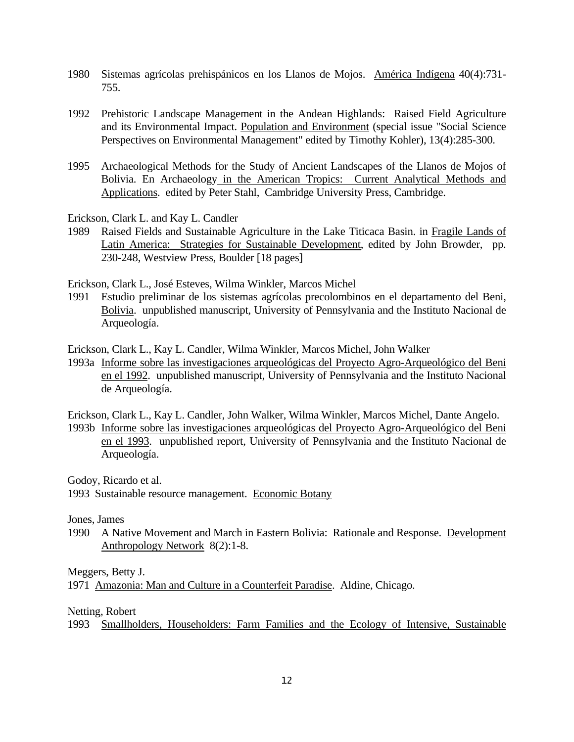1980 Sistemas agrícolas prehispánicos en los Llanos de Mojos. América Indígena 40(4):731-755.

1992 Prehistoric Landscape Management in the Andean Highlands: Raised Field Agriculture and its Environmental Impact. Population and Environment (special issue "Social Science Perspectives on Environmental Management" edited by Timothy Kohler), 13(4):285-300.

1995 Archaeological Methods for the Study of Ancient Landscapes of the Llanos de Mojos of Bolivia. En Archaeology in the American Tropics: Current Analytical Methods and Applications. edited by Peter Stahl, Cambridge University Press, Cambridge.

Erickson, Clark L. and Kay L. Candler

1989 Raised Fields and Sustainable Agriculture in the Lake Titicaca Basin. in Fragile Lands of Latin America: Strategies for Sustainable Development, edited by John Browder, pp. 230-248, Westview Press, Boulder [18 pages]

Erickson, Clark L., José Esteves, Wilma Winkler, Marcos Michel

1991 Estudio preliminar de los sistemas agrícolas precolombinos en el departamento del Beni, Bolivia. unpublished manuscript, University of Pennsylvania and the Instituto Nacional de Arqueología.

Erickson, Clark L., Kay L. Candler, Wilma Winkler, Marcos Michel, John Walker

1993a Informe sobre las investigaciones arqueológicas del Proyecto Agro-Arqueológico del Beni en el 1992. unpublished manuscript, University of Pennsylvania and the Instituto Nacional de Arqueología.

Erickson, Clark L., Kay L. Candler, John Walker, Wilma Winkler, Marcos Michel, Dante Angelo.

1993b Informe sobre las investigaciones arqueológicas del Proyecto Agro-Arqueológico del Beni en el 1993. unpublished report, University of Pennsylvania and the Instituto Nacional de Arqueología.

Godoy, Ricardo et al.

1993 Sustainable resource management. Economic Botany

Jones, James

1990 A Native Movement and March in Eastern Bolivia: Rationale and Response. Development Anthropology Network 8(2):1-8.

Meggers, Betty J.

1971 Amazonia: Man and Culture in a Counterfeit Paradise. Aldine, Chicago.

Netting, Robert

1993 Smallholders, Householders: Farm Families and the Ecology of Intensive, Sustainable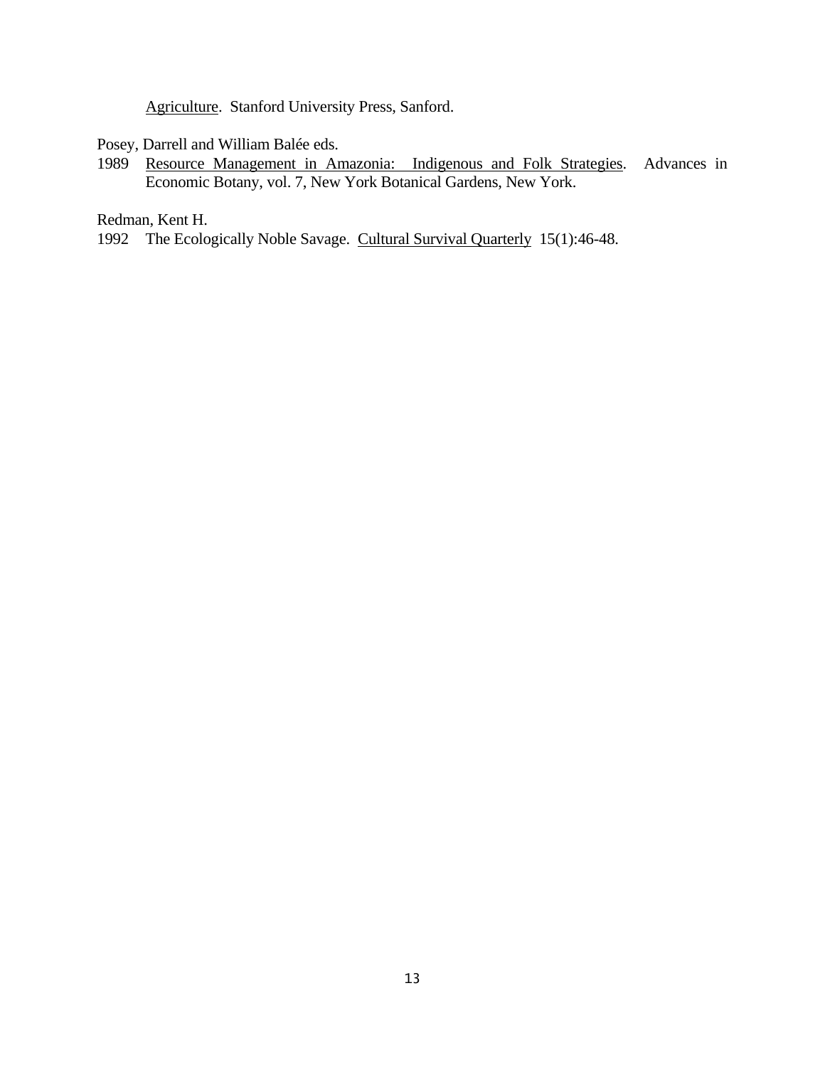Agriculture. Stanford University Press, Sanford.

Posey, Darrell and William Balée eds.
1989 Resource Management in Amazonia: Indigenous and Folk Strategies. Advances in Economic Botany, vol. 7, New York Botanical Gardens, New York.

Redman, Kent H.
1992 The Ecologically Noble Savage. Cultural Survival Quarterly 15(1):46-48.